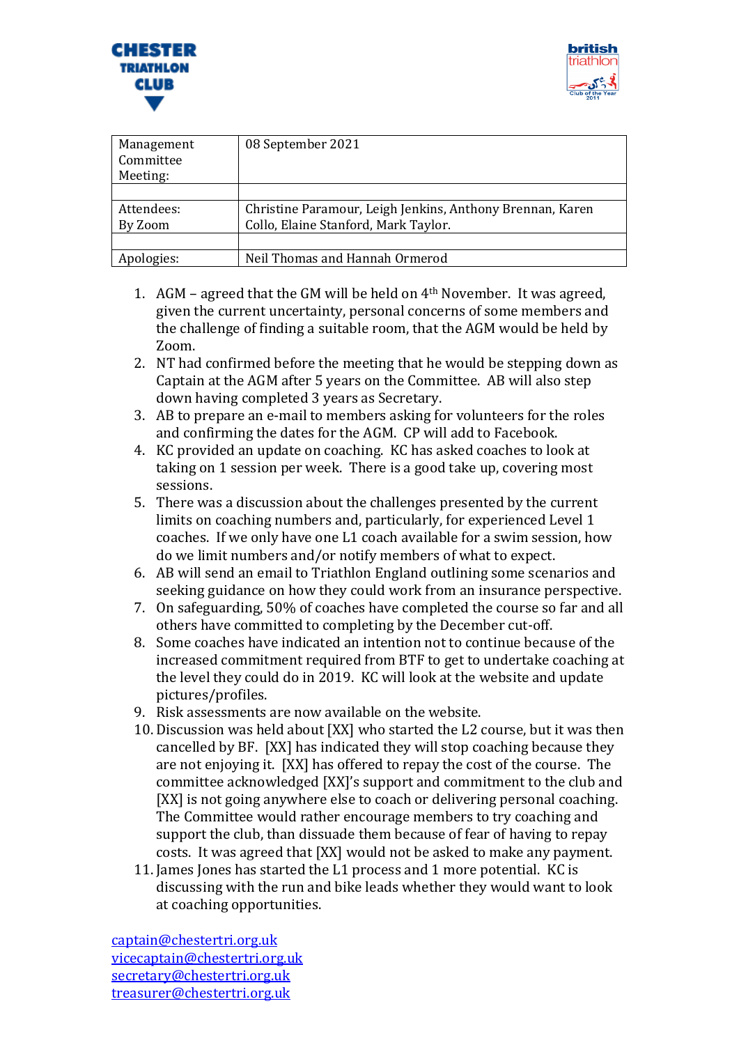CHESTER TRIATHLON CLUB

british triathlon Club of the Year 2011

| Management Committee Meeting: | 08 September 2021 |
|---|---|
| | |
| Attendees: By Zoom | Christine Paramour, Leigh Jenkins, Anthony Brennan, Karen Collo, Elaine Stanford, Mark Taylor. |
| | |
| Apologies: | Neil Thomas and Hannah Ormerod |

1. AGM – agreed that the GM will be held on 4th November. It was agreed, given the current uncertainty, personal concerns of some members and the challenge of finding a suitable room, that the AGM would be held by Zoom.
2. NT had confirmed before the meeting that he would be stepping down as Captain at the AGM after 5 years on the Committee. AB will also step down having completed 3 years as Secretary.
3. AB to prepare an e-mail to members asking for volunteers for the roles and confirming the dates for the AGM. CP will add to Facebook.
4. KC provided an update on coaching. KC has asked coaches to look at taking on 1 session per week. There is a good take up, covering most sessions.
5. There was a discussion about the challenges presented by the current limits on coaching numbers and, particularly, for experienced Level 1 coaches. If we only have one L1 coach available for a swim session, how do we limit numbers and/or notify members of what to expect.
6. AB will send an email to Triathlon England outlining some scenarios and seeking guidance on how they could work from an insurance perspective.
7. On safeguarding, 50% of coaches have completed the course so far and all others have committed to completing by the December cut-off.
8. Some coaches have indicated an intention not to continue because of the increased commitment required from BTF to get to undertake coaching at the level they could do in 2019. KC will look at the website and update pictures/profiles.
9. Risk assessments are now available on the website.
10. Discussion was held about [XX] who started the L2 course, but it was then cancelled by BF. [XX] has indicated they will stop coaching because they are not enjoying it. [XX] has offered to repay the cost of the course. The committee acknowledged [XX]'s support and commitment to the club and [XX] is not going anywhere else to coach or delivering personal coaching. The Committee would rather encourage members to try coaching and support the club, than dissuade them because of fear of having to repay costs. It was agreed that [XX] would not be asked to make any payment.
11. James Jones has started the L1 process and 1 more potential. KC is discussing with the run and bike leads whether they would want to look at coaching opportunities.

captain@chestertri.org.uk
vicecaptain@chestertri.org.uk
secretary@chestertri.org.uk
treasurer@chestertri.org.uk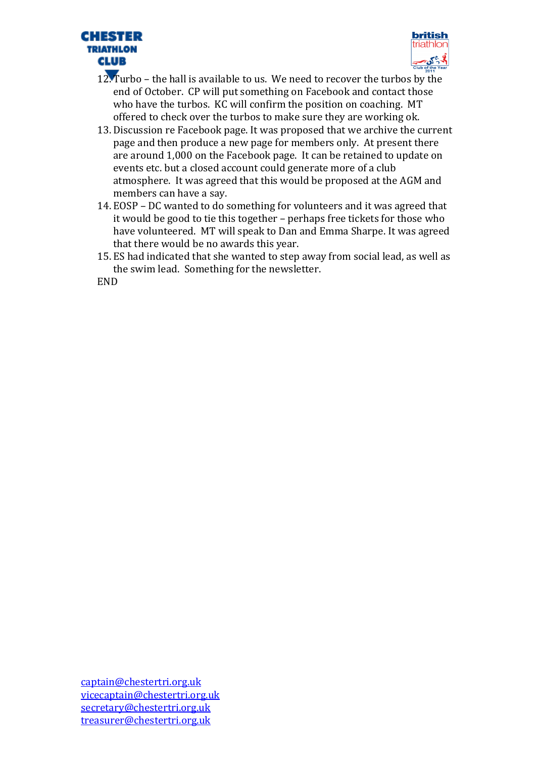12. Turbo – the hall is available to us. We need to recover the turbos by the end of October. CP will put something on Facebook and contact those who have the turbos. KC will confirm the position on coaching. MT offered to check over the turbos to make sure they are working ok.
13. Discussion re Facebook page. It was proposed that we archive the current page and then produce a new page for members only. At present there are around 1,000 on the Facebook page. It can be retained to update on events etc. but a closed account could generate more of a club atmosphere. It was agreed that this would be proposed at the AGM and members can have a say.
14. EOSP – DC wanted to do something for volunteers and it was agreed that it would be good to tie this together – perhaps free tickets for those who have volunteered. MT will speak to Dan and Emma Sharpe. It was agreed that there would be no awards this year.
15. ES had indicated that she wanted to step away from social lead, as well as the swim lead. Something for the newsletter.

END

captain@chestertri.org.uk
vicecaptain@chestertri.org.uk
secretary@chestertri.org.uk
treasurer@chestertri.org.uk